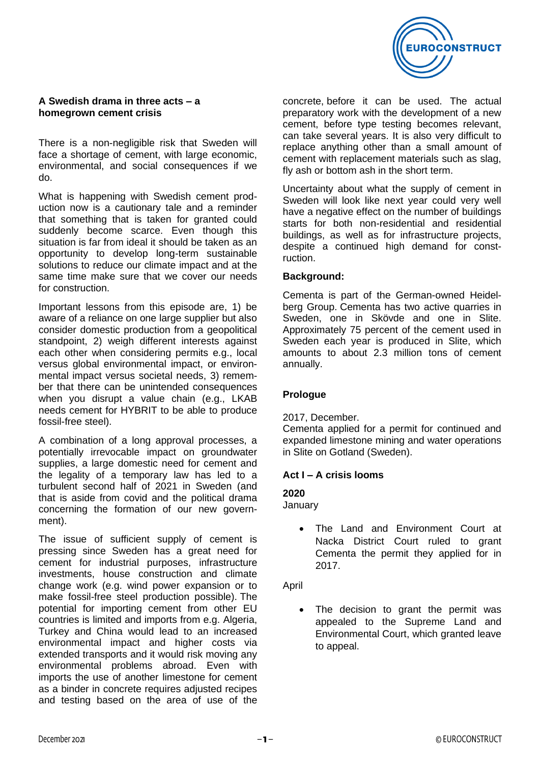**A Swedish drama in three acts – a homegrown cement crisis**

There is a non-negligible risk that Sweden will face a shortage of cement, with large economic, environmental, and social consequences if we do.

What is happening with Swedish cement production now is a cautionary tale and a reminder that something that is taken for granted could suddenly become scarce. Even though this situation is far from ideal it should be taken as an opportunity to develop long-term sustainable solutions to reduce our climate impact and at the same time make sure that we cover our needs for construction.

Important lessons from this episode are, 1) be aware of a reliance on one large supplier but also consider domestic production from a geopolitical standpoint, 2) weigh different interests against each other when considering permits e.g., local versus global environmental impact, or environmental impact versus societal needs, 3) remember that there can be unintended consequences when you disrupt a value chain (e.g., LKAB needs cement for HYBRIT to be able to produce fossil-free steel).

A combination of a long approval processes, a potentially irrevocable impact on groundwater supplies, a large domestic need for cement and the legality of a temporary law has led to a turbulent second half of 2021 in Sweden (and that is aside from covid and the political drama concerning the formation of our new government).

The issue of sufficient supply of cement is pressing since Sweden has a great need for cement for industrial purposes, infrastructure investments, house construction and climate change work (e.g. wind power expansion or to make fossil-free steel production possible). The potential for importing cement from other EU countries is limited and imports from e.g. Algeria, Turkey and China would lead to an increased environmental impact and higher costs via extended transports and it would risk moving any environmental problems abroad. Even with imports the use of another limestone for cement as a binder in concrete requires adjusted recipes and testing based on the area of use of the concrete, before it can be used. The actual preparatory work with the development of a new cement, before type testing becomes relevant, can take several years. It is also very difficult to replace anything other than a small amount of cement with replacement materials such as slag, fly ash or bottom ash in the short term.

Uncertainty about what the supply of cement in Sweden will look like next year could very well have a negative effect on the number of buildings starts for both non-residential and residential buildings, as well as for infrastructure projects, despite a continued high demand for construction.

**Background:**

Cementa is part of the German-owned Heidelberg Group. Cementa has two active quarries in Sweden, one in Skövde and one in Slite. Approximately 75 percent of the cement used in Sweden each year is produced in Slite, which amounts to about 2.3 million tons of cement annually.

**Prologue**

2017, December.
Cementa applied for a permit for continued and expanded limestone mining and water operations in Slite on Gotland (Sweden).

**Act I – A crisis looms**

**2020**
January

- The Land and Environment Court at Nacka District Court ruled to grant Cementa the permit they applied for in 2017.

April

- The decision to grant the permit was appealed to the Supreme Land and Environmental Court, which granted leave to appeal.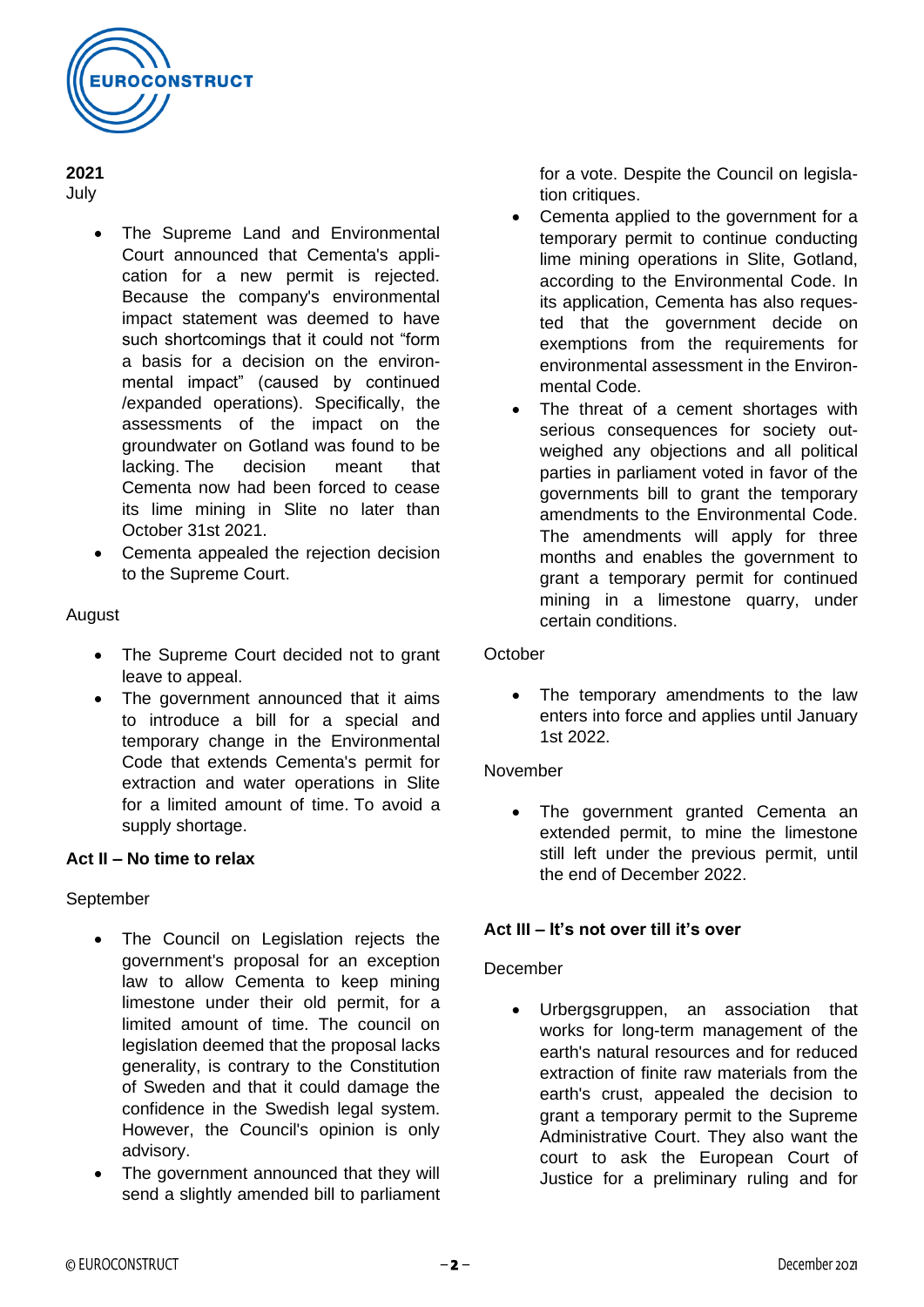**2021**

July

- The Supreme Land and Environmental Court announced that Cementa's application for a new permit is rejected. Because the company's environmental impact statement was deemed to have such shortcomings that it could not "form a basis for a decision on the environmental impact" (caused by continued /expanded operations). Specifically, the assessments of the impact on the groundwater on Gotland was found to be lacking. The decision meant that Cementa now had been forced to cease its lime mining in Slite no later than October 31st 2021.
- Cementa appealed the rejection decision to the Supreme Court.

August

- The Supreme Court decided not to grant leave to appeal.
- The government announced that it aims to introduce a bill for a special and temporary change in the Environmental Code that extends Cementa's permit for extraction and water operations in Slite for a limited amount of time. To avoid a supply shortage.

**Act II – No time to relax**

September

- The Council on Legislation rejects the government's proposal for an exception law to allow Cementa to keep mining limestone under their old permit, for a limited amount of time. The council on legislation deemed that the proposal lacks generality, is contrary to the Constitution of Sweden and that it could damage the confidence in the Swedish legal system. However, the Council's opinion is only advisory.
- The government announced that they will send a slightly amended bill to parliament for a vote. Despite the Council on legislation critiques.
- Cementa applied to the government for a temporary permit to continue conducting lime mining operations in Slite, Gotland, according to the Environmental Code. In its application, Cementa has also requested that the government decide on exemptions from the requirements for environmental assessment in the Environmental Code.
- The threat of a cement shortages with serious consequences for society outweighed any objections and all political parties in parliament voted in favor of the governments bill to grant the temporary amendments to the Environmental Code. The amendments will apply for three months and enables the government to grant a temporary permit for continued mining in a limestone quarry, under certain conditions.

October

- The temporary amendments to the law enters into force and applies until January 1st 2022.

November

- The government granted Cementa an extended permit, to mine the limestone still left under the previous permit, until the end of December 2022.

**Act III – It's not over till it's over**

December

- Urbergsgruppen, an association that works for long-term management of the earth's natural resources and for reduced extraction of finite raw materials from the earth's crust, appealed the decision to grant a temporary permit to the Supreme Administrative Court. They also want the court to ask the European Court of Justice for a preliminary ruling and for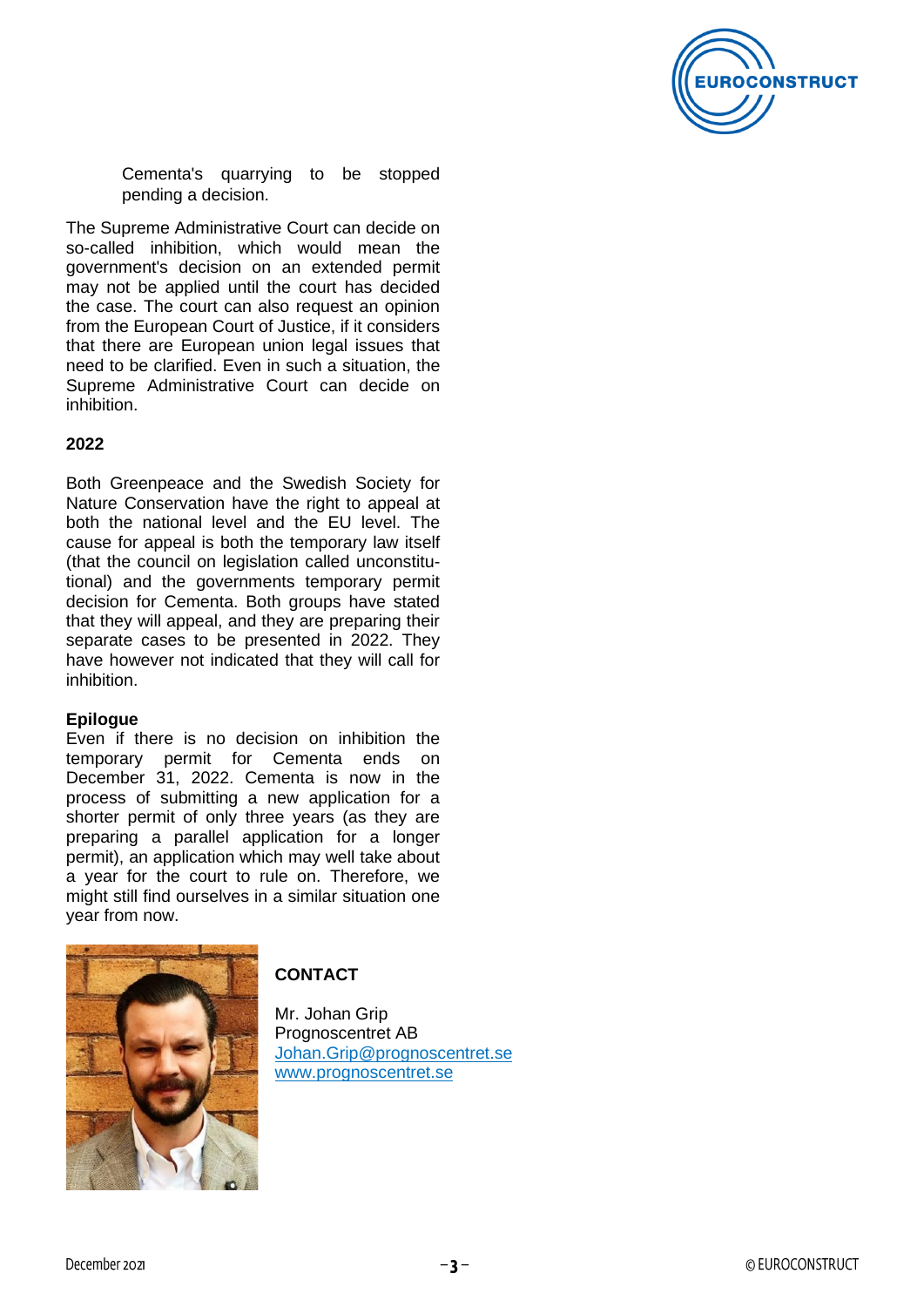Cementa's quarrying to be stopped pending a decision.

The Supreme Administrative Court can decide on so-called inhibition, which would mean the government's decision on an extended permit may not be applied until the court has decided the case. The court can also request an opinion from the European Court of Justice, if it considers that there are European union legal issues that need to be clarified. Even in such a situation, the Supreme Administrative Court can decide on inhibition.

**2022**

Both Greenpeace and the Swedish Society for Nature Conservation have the right to appeal at both the national level and the EU level. The cause for appeal is both the temporary law itself (that the council on legislation called unconstitutional) and the governments temporary permit decision for Cementa. Both groups have stated that they will appeal, and they are preparing their separate cases to be presented in 2022. They have however not indicated that they will call for inhibition.

**Epilogue**

Even if there is no decision on inhibition the temporary permit for Cementa ends on December 31, 2022. Cementa is now in the process of submitting a new application for a shorter permit of only three years (as they are preparing a parallel application for a longer permit), an application which may well take about a year for the court to rule on. Therefore, we might still find ourselves in a similar situation one year from now.

**CONTACT**

Mr. Johan Grip
Prognoscentret AB
Johan.Grip@prognoscentret.se
www.prognoscentret.se